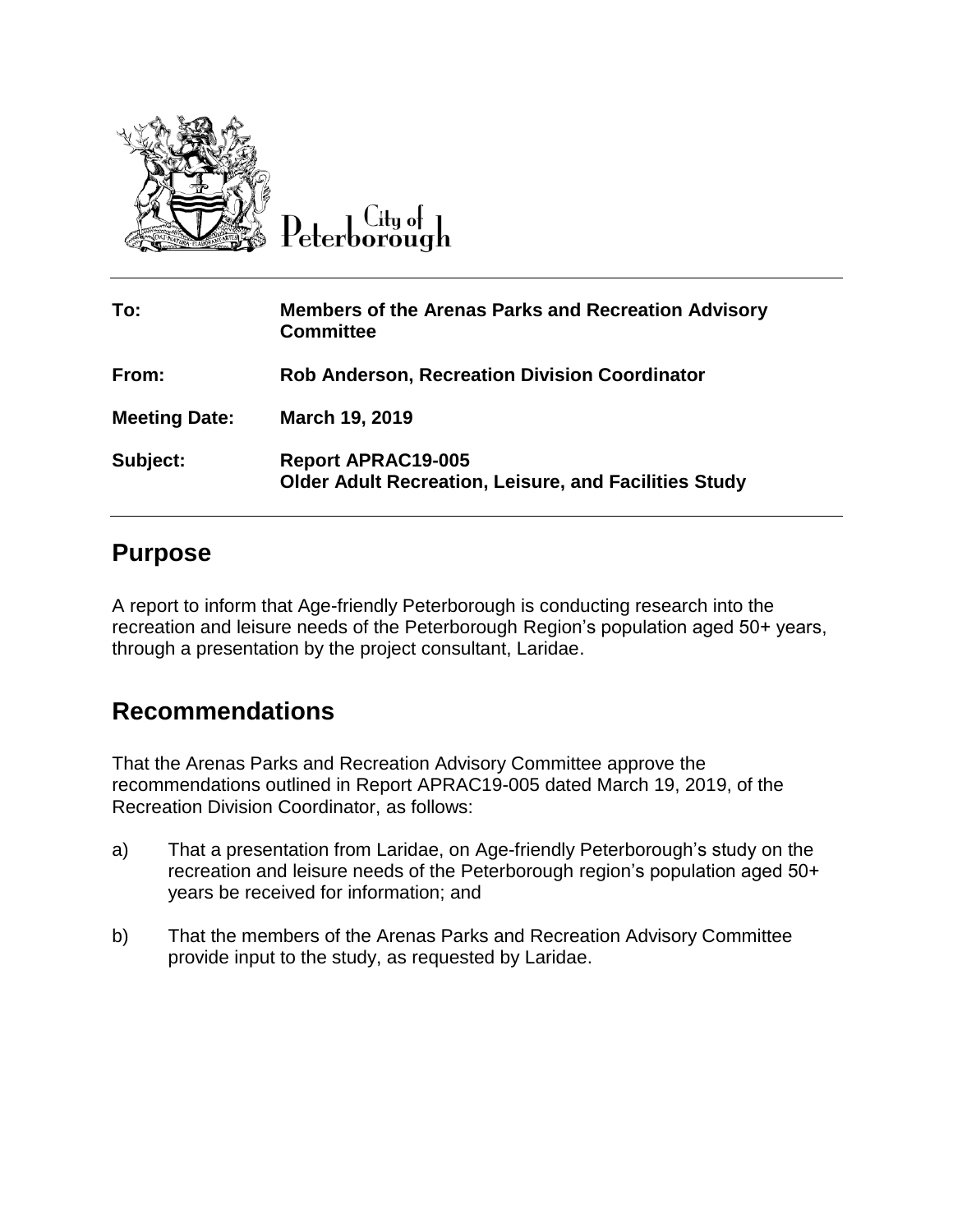City of Peterborough

| | |
|---|---|
| **To:** | **Members of the Arenas Parks and Recreation Advisory Committee** |
| **From:** | **Rob Anderson, Recreation Division Coordinator** |
| **Meeting Date:** | **March 19, 2019** |
| **Subject:** | **Report APRAC19-005**<br>**Older Adult Recreation, Leisure, and Facilities Study** |

## Purpose

A report to inform that Age-friendly Peterborough is conducting research into the recreation and leisure needs of the Peterborough Region's population aged 50+ years, through a presentation by the project consultant, Laridae.

## Recommendations

That the Arenas Parks and Recreation Advisory Committee approve the recommendations outlined in Report APRAC19-005 dated March 19, 2019, of the Recreation Division Coordinator, as follows:

a) That a presentation from Laridae, on Age-friendly Peterborough's study on the recreation and leisure needs of the Peterborough region's population aged 50+ years be received for information; and

b) That the members of the Arenas Parks and Recreation Advisory Committee provide input to the study, as requested by Laridae.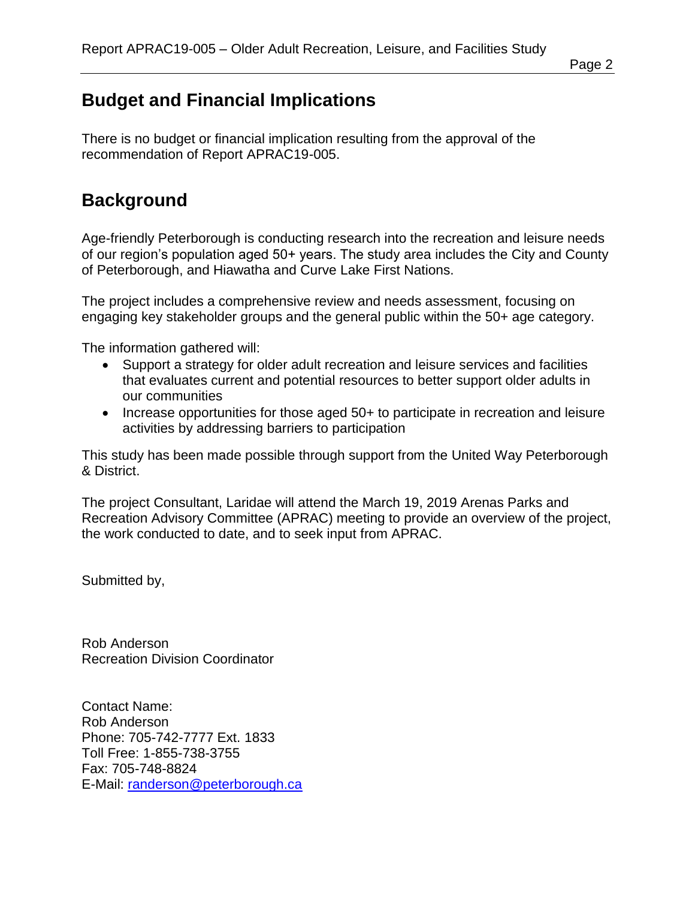## Budget and Financial Implications

There is no budget or financial implication resulting from the approval of the recommendation of Report APRAC19-005.

## Background

Age-friendly Peterborough is conducting research into the recreation and leisure needs of our region's population aged 50+ years. The study area includes the City and County of Peterborough, and Hiawatha and Curve Lake First Nations.

The project includes a comprehensive review and needs assessment, focusing on engaging key stakeholder groups and the general public within the 50+ age category.

The information gathered will:

- Support a strategy for older adult recreation and leisure services and facilities that evaluates current and potential resources to better support older adults in our communities
- Increase opportunities for those aged 50+ to participate in recreation and leisure activities by addressing barriers to participation

This study has been made possible through support from the United Way Peterborough & District.

The project Consultant, Laridae will attend the March 19, 2019 Arenas Parks and Recreation Advisory Committee (APRAC) meeting to provide an overview of the project, the work conducted to date, and to seek input from APRAC.

Submitted by,

Rob Anderson
Recreation Division Coordinator

Contact Name:
Rob Anderson
Phone: 705-742-7777 Ext. 1833
Toll Free: 1-855-738-3755
Fax: 705-748-8824
E-Mail: randerson@peterborough.ca